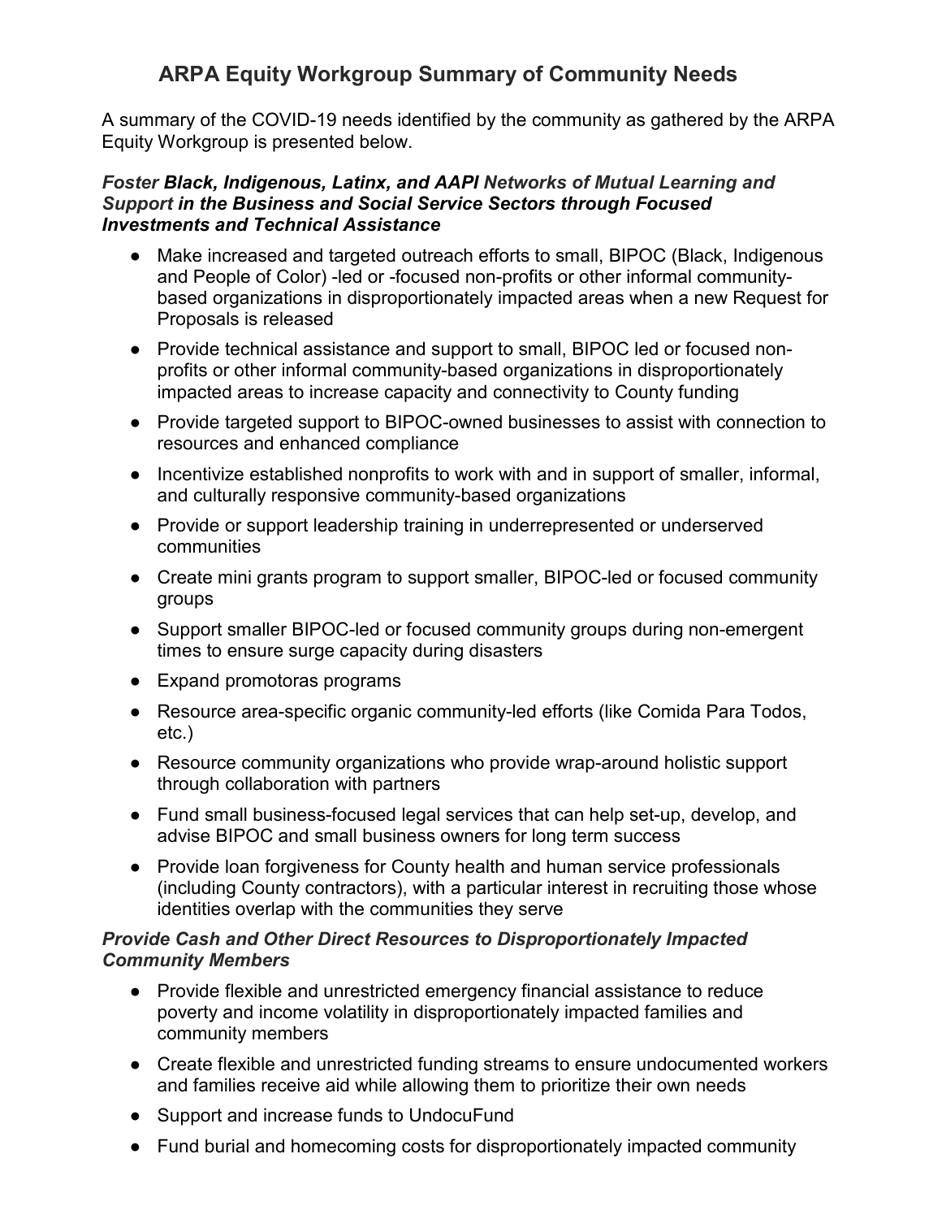# ARPA Equity Workgroup Summary of Community Needs

A summary of the COVID-19 needs identified by the community as gathered by the ARPA Equity Workgroup is presented below.

### *Foster Black, Indigenous, Latinx, and AAPI Networks of Mutual Learning and Support in the Business and Social Service Sectors through Focused Investments and Technical Assistance*

- Make increased and targeted outreach efforts to small, BIPOC (Black, Indigenous and People of Color) -led or -focused non-profits or other informal community-based organizations in disproportionately impacted areas when a new Request for Proposals is released
- Provide technical assistance and support to small, BIPOC led or focused non-profits or other informal community-based organizations in disproportionately impacted areas to increase capacity and connectivity to County funding
- Provide targeted support to BIPOC-owned businesses to assist with connection to resources and enhanced compliance
- Incentivize established nonprofits to work with and in support of smaller, informal, and culturally responsive community-based organizations
- Provide or support leadership training in underrepresented or underserved communities
- Create mini grants program to support smaller, BIPOC-led or focused community groups
- Support smaller BIPOC-led or focused community groups during non-emergent times to ensure surge capacity during disasters
- Expand promotoras programs
- Resource area-specific organic community-led efforts (like Comida Para Todos, etc.)
- Resource community organizations who provide wrap-around holistic support through collaboration with partners
- Fund small business-focused legal services that can help set-up, develop, and advise BIPOC and small business owners for long term success
- Provide loan forgiveness for County health and human service professionals (including County contractors), with a particular interest in recruiting those whose identities overlap with the communities they serve

### *Provide Cash and Other Direct Resources to Disproportionately Impacted Community Members*

- Provide flexible and unrestricted emergency financial assistance to reduce poverty and income volatility in disproportionately impacted families and community members
- Create flexible and unrestricted funding streams to ensure undocumented workers and families receive aid while allowing them to prioritize their own needs
- Support and increase funds to UndocuFund
- Fund burial and homecoming costs for disproportionately impacted community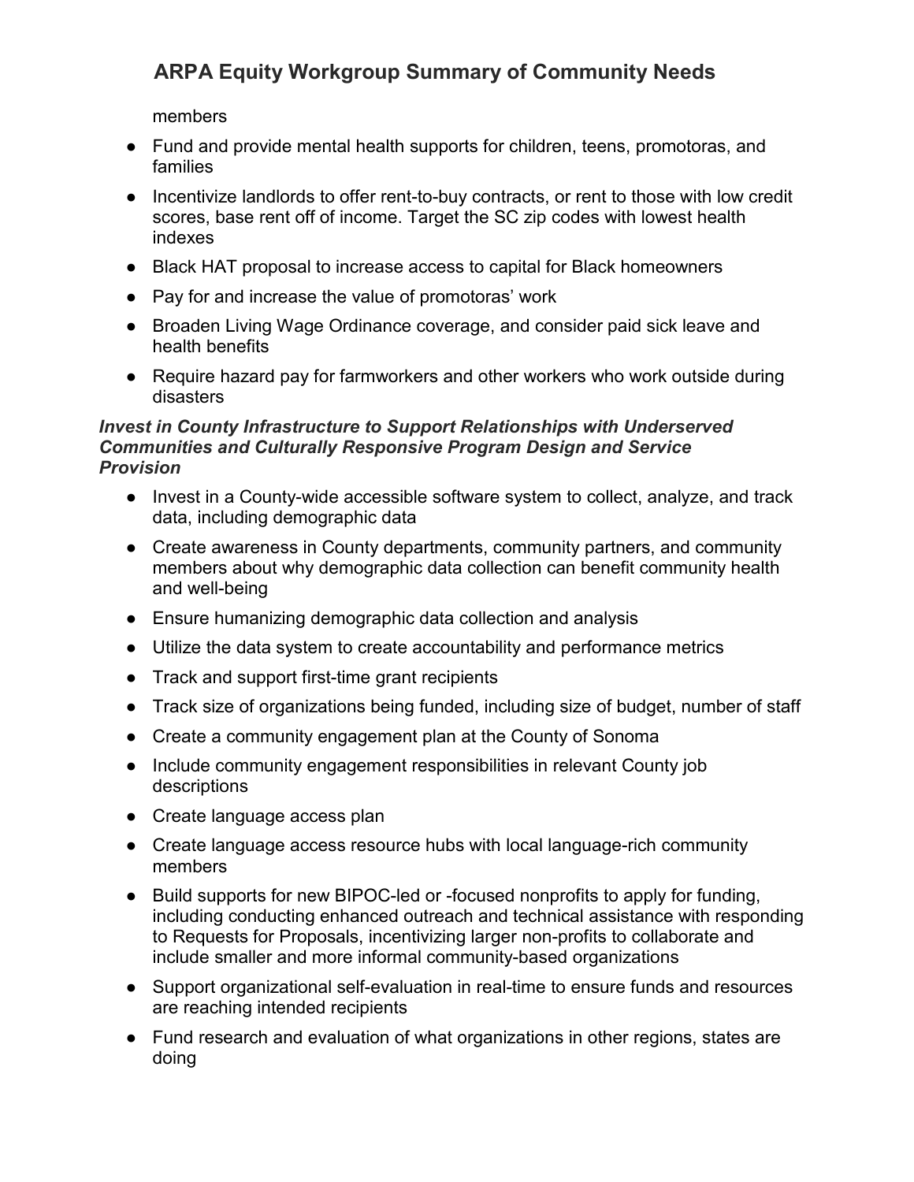members

- Fund and provide mental health supports for children, teens, promotoras, and families
- Incentivize landlords to offer rent-to-buy contracts, or rent to those with low credit scores, base rent off of income. Target the SC zip codes with lowest health indexes
- Black HAT proposal to increase access to capital for Black homeowners
- Pay for and increase the value of promotoras' work
- Broaden Living Wage Ordinance coverage, and consider paid sick leave and health benefits
- Require hazard pay for farmworkers and other workers who work outside during disasters

***Invest in County Infrastructure to Support Relationships with Underserved Communities and Culturally Responsive Program Design and Service Provision***

- Invest in a County-wide accessible software system to collect, analyze, and track data, including demographic data
- Create awareness in County departments, community partners, and community members about why demographic data collection can benefit community health and well-being
- Ensure humanizing demographic data collection and analysis
- Utilize the data system to create accountability and performance metrics
- Track and support first-time grant recipients
- Track size of organizations being funded, including size of budget, number of staff
- Create a community engagement plan at the County of Sonoma
- Include community engagement responsibilities in relevant County job descriptions
- Create language access plan
- Create language access resource hubs with local language-rich community members
- Build supports for new BIPOC-led or -focused nonprofits to apply for funding, including conducting enhanced outreach and technical assistance with responding to Requests for Proposals, incentivizing larger non-profits to collaborate and include smaller and more informal community-based organizations
- Support organizational self-evaluation in real-time to ensure funds and resources are reaching intended recipients
- Fund research and evaluation of what organizations in other regions, states are doing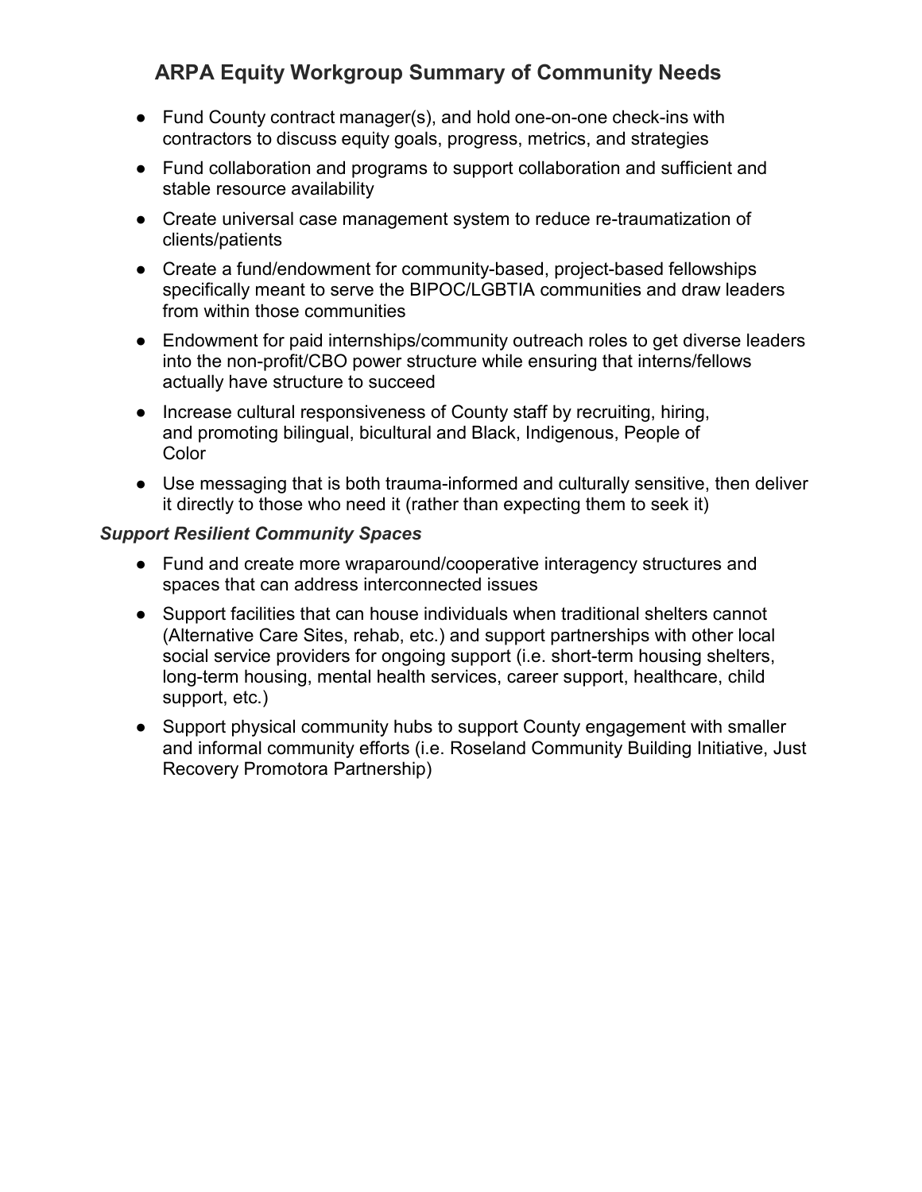# ARPA Equity Workgroup Summary of Community Needs

- Fund County contract manager(s), and hold one-on-one check-ins with contractors to discuss equity goals, progress, metrics, and strategies
- Fund collaboration and programs to support collaboration and sufficient and stable resource availability
- Create universal case management system to reduce re-traumatization of clients/patients
- Create a fund/endowment for community-based, project-based fellowships specifically meant to serve the BIPOC/LGBTIA communities and draw leaders from within those communities
- Endowment for paid internships/community outreach roles to get diverse leaders into the non-profit/CBO power structure while ensuring that interns/fellows actually have structure to succeed
- Increase cultural responsiveness of County staff by recruiting, hiring, and promoting bilingual, bicultural and Black, Indigenous, People of Color
- Use messaging that is both trauma-informed and culturally sensitive, then deliver it directly to those who need it (rather than expecting them to seek it)

***Support Resilient Community Spaces***

- Fund and create more wraparound/cooperative interagency structures and spaces that can address interconnected issues
- Support facilities that can house individuals when traditional shelters cannot (Alternative Care Sites, rehab, etc.) and support partnerships with other local social service providers for ongoing support (i.e. short-term housing shelters, long-term housing, mental health services, career support, healthcare, child support, etc.)
- Support physical community hubs to support County engagement with smaller and informal community efforts (i.e. Roseland Community Building Initiative, Just Recovery Promotora Partnership)